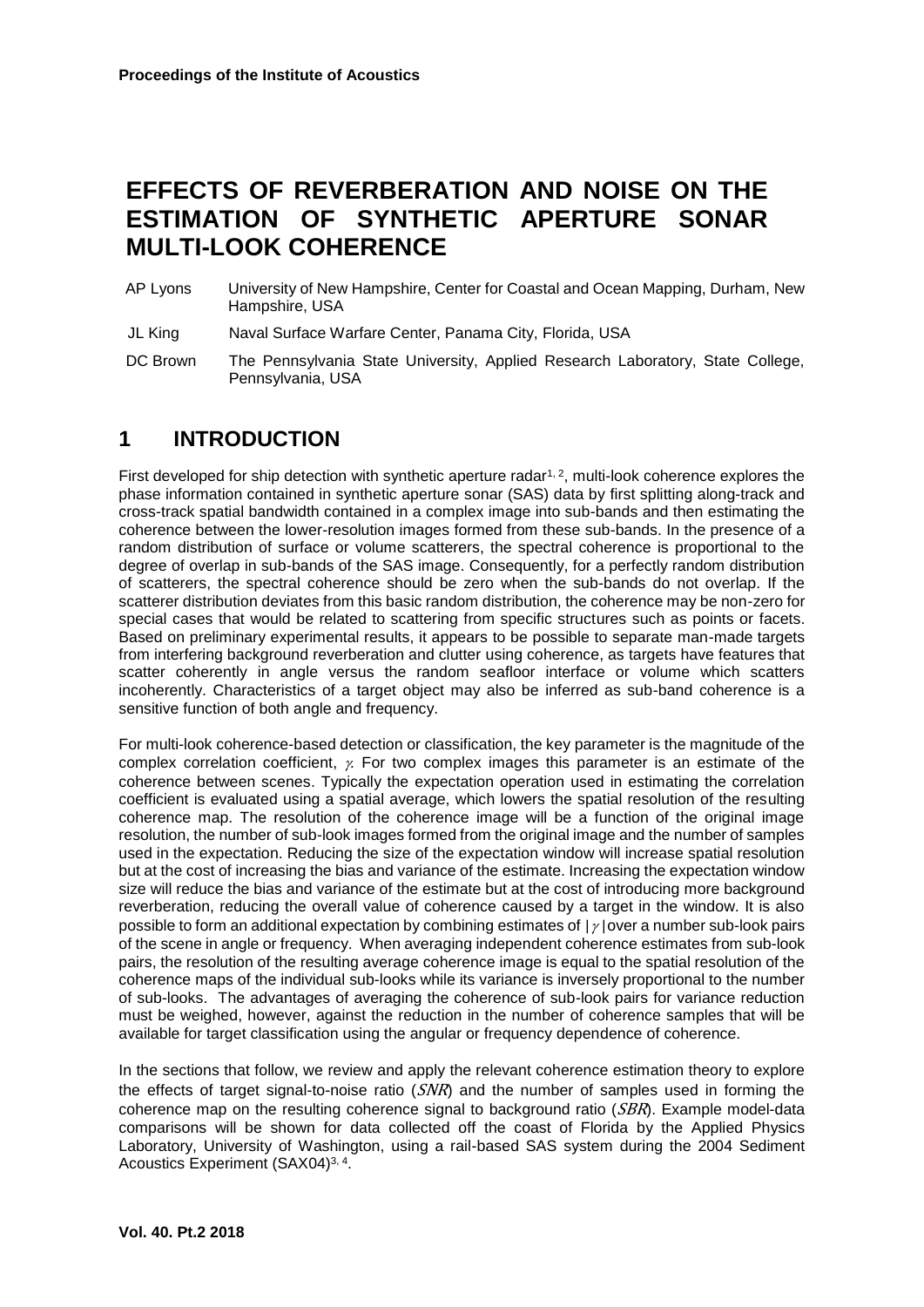# EFFECTS OF REVERBERATION AND NOISE ON THE ESTIMATION OF SYNTHETIC APERTURE SONAR MULTI-LOOK COHERENCE

AP Lyons University of New Hampshire, Center for Coastal and Ocean Mapping, Durham, New Hampshire, USA

JL King Naval Surface Warfare Center, Panama City, Florida, USA

DC Brown The Pennsylvania State University, Applied Research Laboratory, State College, Pennsylvania, USA

## 1 INTRODUCTION

First developed for ship detection with synthetic aperture radar[1, 2], multi-look coherence explores the phase information contained in synthetic aperture sonar (SAS) data by first splitting along-track and cross-track spatial bandwidth contained in a complex image into sub-bands and then estimating the coherence between the lower-resolution images formed from these sub-bands. In the presence of a random distribution of surface or volume scatterers, the spectral coherence is proportional to the degree of overlap in sub-bands of the SAS image. Consequently, for a perfectly random distribution of scatterers, the spectral coherence should be zero when the sub-bands do not overlap. If the scatterer distribution deviates from this basic random distribution, the coherence may be non-zero for special cases that would be related to scattering from specific structures such as points or facets. Based on preliminary experimental results, it appears to be possible to separate man-made targets from interfering background reverberation and clutter using coherence, as targets have features that scatter coherently in angle versus the random seafloor interface or volume which scatters incoherently. Characteristics of a target object may also be inferred as sub-band coherence is a sensitive function of both angle and frequency.

For multi-look coherence-based detection or classification, the key parameter is the magnitude of the complex correlation coefficient, $\gamma$. For two complex images this parameter is an estimate of the coherence between scenes. Typically the expectation operation used in estimating the correlation coefficient is evaluated using a spatial average, which lowers the spatial resolution of the resulting coherence map. The resolution of the coherence image will be a function of the original image resolution, the number of sub-look images formed from the original image and the number of samples used in the expectation. Reducing the size of the expectation window will increase spatial resolution but at the cost of increasing the bias and variance of the estimate. Increasing the expectation window size will reduce the bias and variance of the estimate but at the cost of introducing more background reverberation, reducing the overall value of coherence caused by a target in the window. It is also possible to form an additional expectation by combining estimates of $|\gamma|$ over a number sub-look pairs of the scene in angle or frequency. When averaging independent coherence estimates from sub-look pairs, the resolution of the resulting average coherence image is equal to the spatial resolution of the coherence maps of the individual sub-looks while its variance is inversely proportional to the number of sub-looks. The advantages of averaging the coherence of sub-look pairs for variance reduction must be weighed, however, against the reduction in the number of coherence samples that will be available for target classification using the angular or frequency dependence of coherence.

In the sections that follow, we review and apply the relevant coherence estimation theory to explore the effects of target signal-to-noise ratio ($SNR$) and the number of samples used in forming the coherence map on the resulting coherence signal to background ratio ($SBR$). Example model-data comparisons will be shown for data collected off the coast of Florida by the Applied Physics Laboratory, University of Washington, using a rail-based SAS system during the 2004 Sediment Acoustics Experiment (SAX04)[3, 4].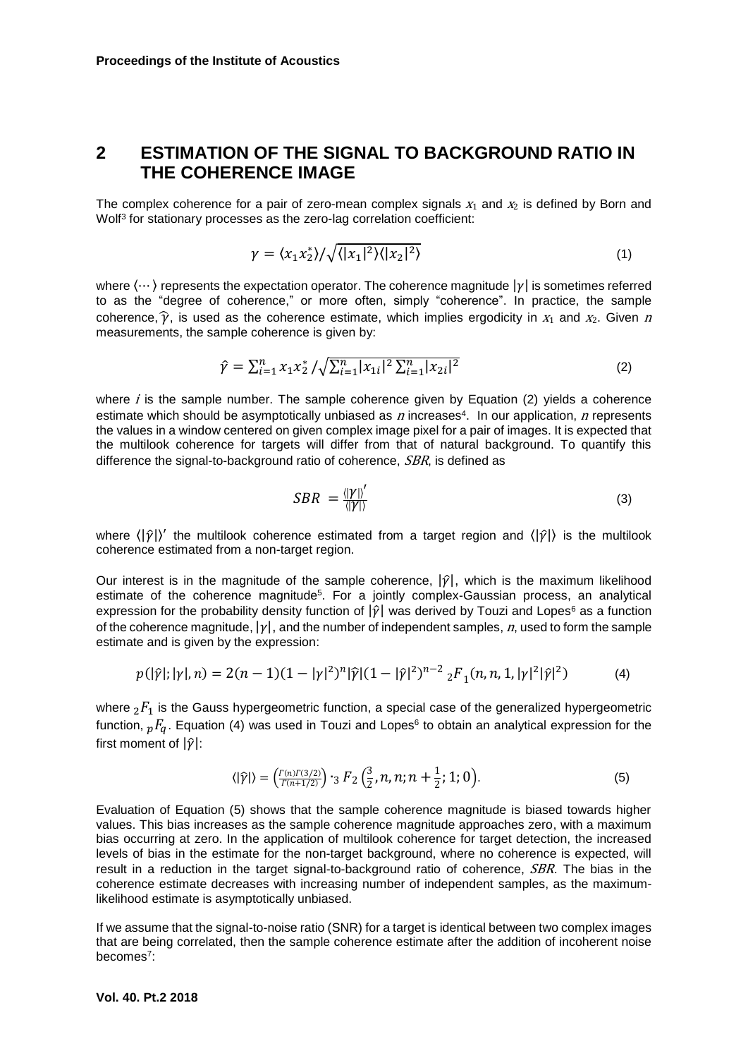## 2 ESTIMATION OF THE SIGNAL TO BACKGROUND RATIO IN THE COHERENCE IMAGE

The complex coherence for a pair of zero-mean complex signals $x_1$ and $x_2$ is defined by Born and Wolf[3] for stationary processes as the zero-lag correlation coefficient:

$$\gamma = \langle x_1 x_2^* \rangle / \sqrt{\langle |x_1|^2 \rangle \langle |x_2|^2 \rangle} \tag{1}$$

where $\langle \cdots \rangle$ represents the expectation operator. The coherence magnitude $|\gamma|$ is sometimes referred to as the "degree of coherence," or more often, simply "coherence". In practice, the sample coherence, $\hat{\gamma}$, is used as the coherence estimate, which implies ergodicity in $x_1$ and $x_2$. Given $n$ measurements, the sample coherence is given by:

$$\hat{\gamma} = \sum_{i=1}^{n} x_1 x_2^* / \sqrt{\sum_{i=1}^{n} |x_{1i}|^2 \sum_{i=1}^{n} |x_{2i}|^2} \tag{2}$$

where $i$ is the sample number. The sample coherence given by Equation (2) yields a coherence estimate which should be asymptotically unbiased as $n$ increases[4]. In our application, $n$ represents the values in a window centered on given complex image pixel for a pair of images. It is expected that the multilook coherence for targets will differ from that of natural background. To quantify this difference the signal-to-background ratio of coherence, $SBR$, is defined as

$$SBR = \frac{\langle |\gamma| \rangle'}{\langle |\gamma| \rangle} \tag{3}$$

where $\langle |\hat{\gamma}| \rangle'$ the multilook coherence estimated from a target region and $\langle |\hat{\gamma}| \rangle$ is the multilook coherence estimated from a non-target region.

Our interest is in the magnitude of the sample coherence, $|\hat{\gamma}|$, which is the maximum likelihood estimate of the coherence magnitude[5]. For a jointly complex-Gaussian process, an analytical expression for the probability density function of $|\hat{\gamma}|$ was derived by Touzi and Lopes[6] as a function of the coherence magnitude, $|\gamma|$, and the number of independent samples, $n$, used to form the sample estimate and is given by the expression:

$$p(|\hat{\gamma}|; |\gamma|, n) = 2(n-1)(1-|\gamma|^2)^n |\hat{\gamma}| (1-|\hat{\gamma}|^2)^{n-2} \, {}_2F_1(n, n, 1, |\gamma|^2 |\hat{\gamma}|^2) \tag{4}$$

where ${}_2F_1$ is the Gauss hypergeometric function, a special case of the generalized hypergeometric function, ${}_pF_q$. Equation (4) was used in Touzi and Lopes[6] to obtain an analytical expression for the first moment of $|\hat{\gamma}|$:

$$\langle |\hat{\gamma}| \rangle = \left( \frac{\Gamma(n)\Gamma(3/2)}{\Gamma(n+1/2)} \right) \cdot {}_3F_2\left( \frac{3}{2}, n, n; n+\frac{1}{2}; 1; 0 \right). \tag{5}$$

Evaluation of Equation (5) shows that the sample coherence magnitude is biased towards higher values. This bias increases as the sample coherence magnitude approaches zero, with a maximum bias occurring at zero. In the application of multilook coherence for target detection, the increased levels of bias in the estimate for the non-target background, where no coherence is expected, will result in a reduction in the target signal-to-background ratio of coherence, $SBR$. The bias in the coherence estimate decreases with increasing number of independent samples, as the maximum-likelihood estimate is asymptotically unbiased.

If we assume that the signal-to-noise ratio (SNR) for a target is identical between two complex images that are being correlated, then the sample coherence estimate after the addition of incoherent noise becomes[7]: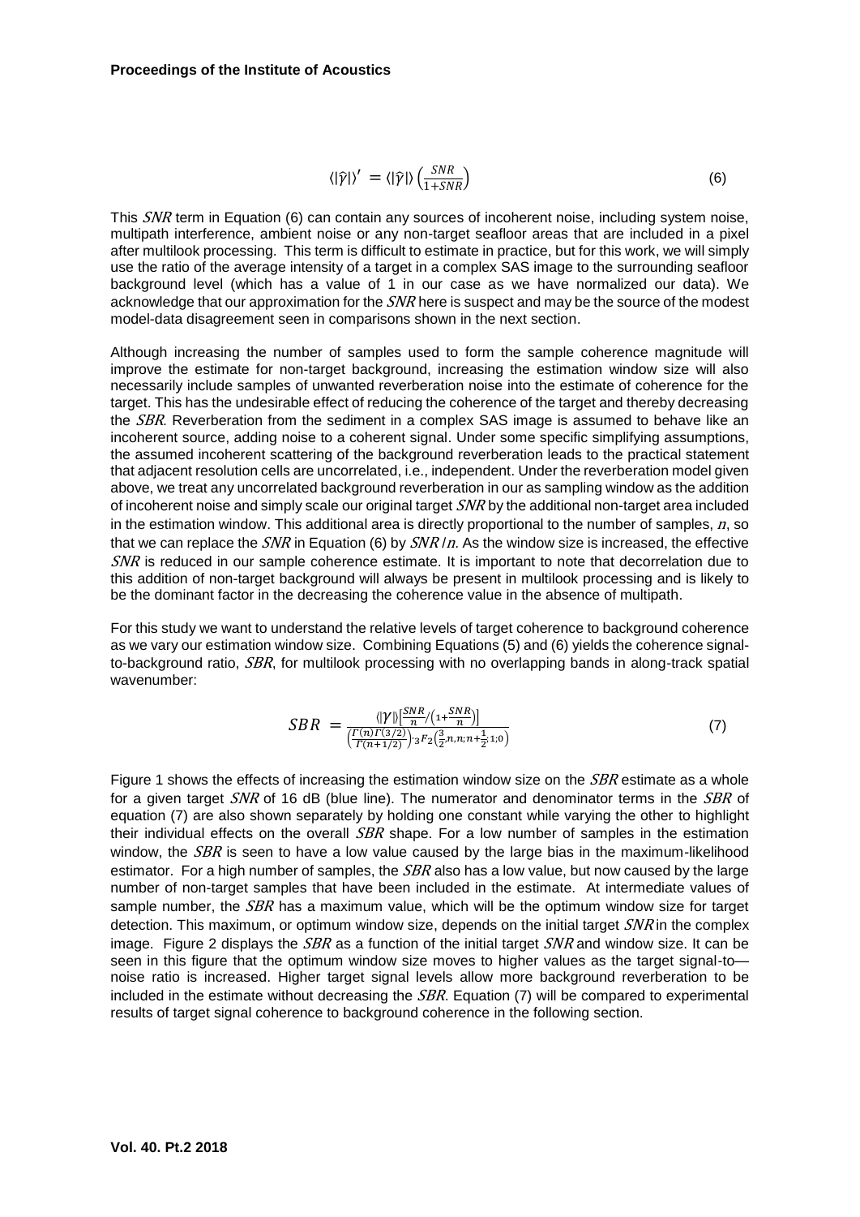$$\langle|\hat{\gamma}|\rangle' = \langle|\hat{\gamma}|\rangle \left(\frac{SNR}{1+SNR}\right) \tag{6}$$

This $SNR$ term in Equation (6) can contain any sources of incoherent noise, including system noise, multipath interference, ambient noise or any non-target seafloor areas that are included in a pixel after multilook processing. This term is difficult to estimate in practice, but for this work, we will simply use the ratio of the average intensity of a target in a complex SAS image to the surrounding seafloor background level (which has a value of 1 in our case as we have normalized our data). We acknowledge that our approximation for the $SNR$ here is suspect and may be the source of the modest model-data disagreement seen in comparisons shown in the next section.

Although increasing the number of samples used to form the sample coherence magnitude will improve the estimate for non-target background, increasing the estimation window size will also necessarily include samples of unwanted reverberation noise into the estimate of coherence for the target. This has the undesirable effect of reducing the coherence of the target and thereby decreasing the $SBR$. Reverberation from the sediment in a complex SAS image is assumed to behave like an incoherent source, adding noise to a coherent signal. Under some specific simplifying assumptions, the assumed incoherent scattering of the background reverberation leads to the practical statement that adjacent resolution cells are uncorrelated, i.e., independent. Under the reverberation model given above, we treat any uncorrelated background reverberation in our as sampling window as the addition of incoherent noise and simply scale our original target $SNR$ by the additional non-target area included in the estimation window. This additional area is directly proportional to the number of samples, $n$, so that we can replace the $SNR$ in Equation (6) by $SNR/n$. As the window size is increased, the effective $SNR$ is reduced in our sample coherence estimate. It is important to note that decorrelation due to this addition of non-target background will always be present in multilook processing and is likely to be the dominant factor in the decreasing the coherence value in the absence of multipath.

For this study we want to understand the relative levels of target coherence to background coherence as we vary our estimation window size. Combining Equations (5) and (6) yields the coherence signal-to-background ratio, $SBR$, for multilook processing with no overlapping bands in along-track spatial wavenumber:

$$SBR = \frac{\langle|\gamma|\rangle\left[\frac{SNR}{n}/\left(1+\frac{SNR}{n}\right)\right]}{\left(\frac{\Gamma(n)\Gamma(3/2)}{\Gamma(n+1/2)}\right)\cdot {}_3F_2\left(\frac{3}{2},n,n;n+\frac{1}{2};1;0\right)} \tag{7}$$

Figure 1 shows the effects of increasing the estimation window size on the $SBR$ estimate as a whole for a given target $SNR$ of 16 dB (blue line). The numerator and denominator terms in the $SBR$ of equation (7) are also shown separately by holding one constant while varying the other to highlight their individual effects on the overall $SBR$ shape. For a low number of samples in the estimation window, the $SBR$ is seen to have a low value caused by the large bias in the maximum-likelihood estimator. For a high number of samples, the $SBR$ also has a low value, but now caused by the large number of non-target samples that have been included in the estimate. At intermediate values of sample number, the $SBR$ has a maximum value, which will be the optimum window size for target detection. This maximum, or optimum window size, depends on the initial target $SNR$ in the complex image. Figure 2 displays the $SBR$ as a function of the initial target $SNR$ and window size. It can be seen in this figure that the optimum window size moves to higher values as the target signal-to—noise ratio is increased. Higher target signal levels allow more background reverberation to be included in the estimate without decreasing the $SBR$. Equation (7) will be compared to experimental results of target signal coherence to background coherence in the following section.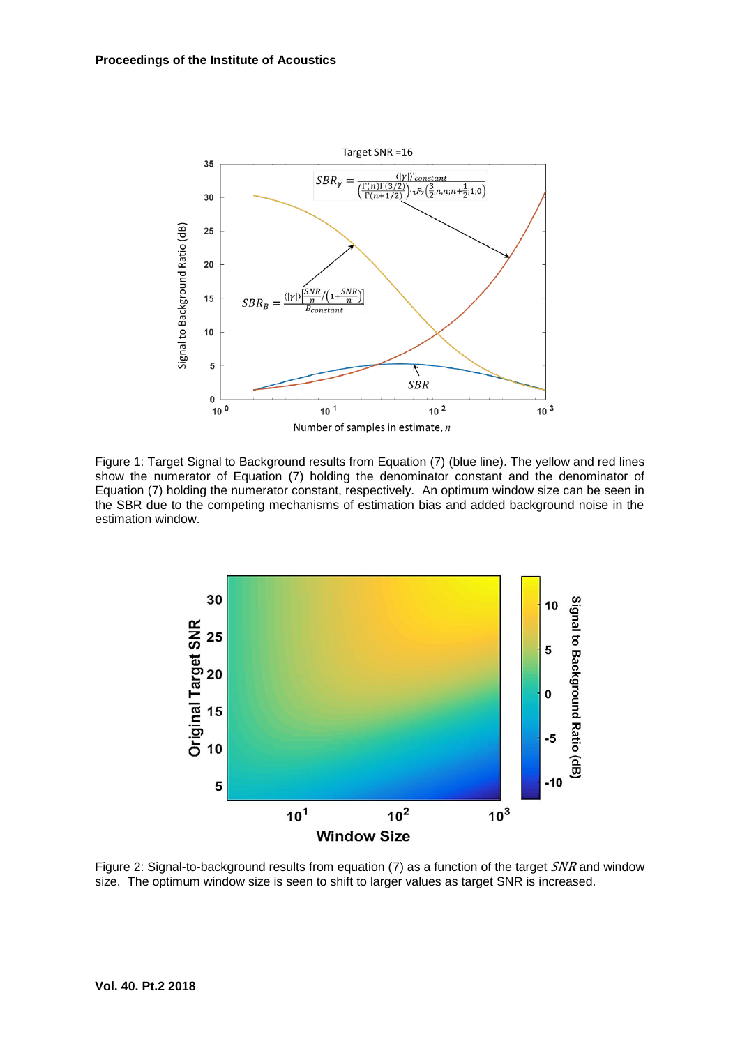Figure 1: Target Signal to Background results from Equation (7) (blue line). The yellow and red lines show the numerator of Equation (7) holding the denominator constant and the denominator of Equation (7) holding the numerator constant, respectively. An optimum window size can be seen in the SBR due to the competing mechanisms of estimation bias and added background noise in the estimation window.

Figure 2: Signal-to-background results from equation (7) as a function of the target $SNR$ and window size. The optimum window size is seen to shift to larger values as target SNR is increased.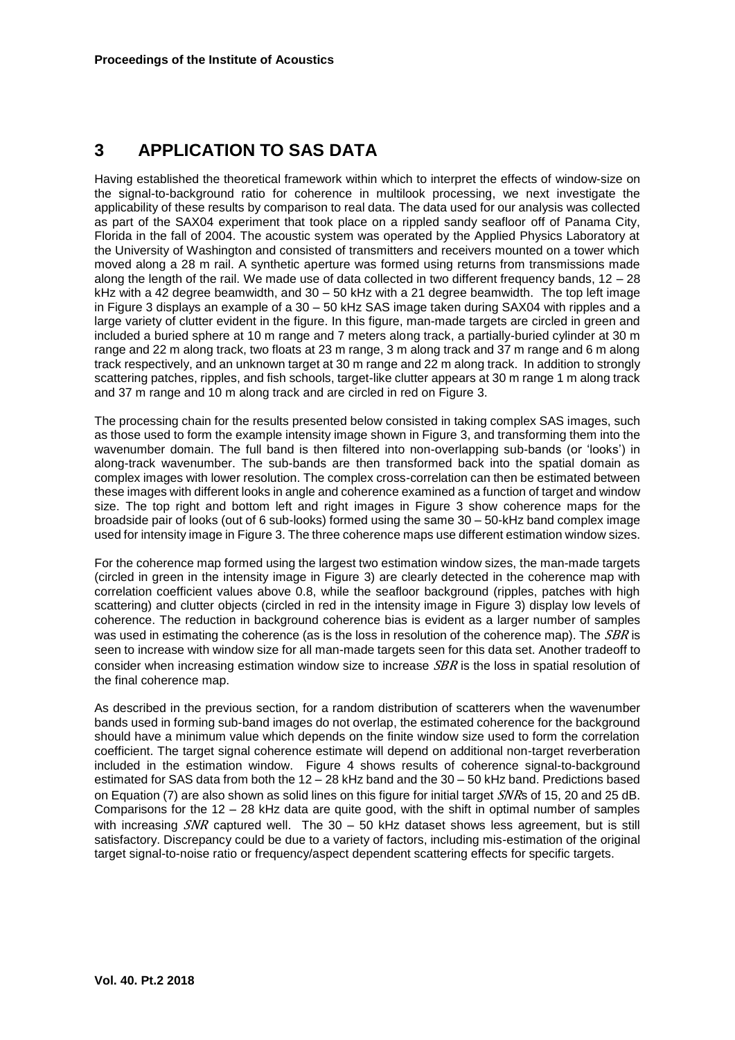# 3 APPLICATION TO SAS DATA

Having established the theoretical framework within which to interpret the effects of window-size on the signal-to-background ratio for coherence in multilook processing, we next investigate the applicability of these results by comparison to real data. The data used for our analysis was collected as part of the SAX04 experiment that took place on a rippled sandy seafloor off of Panama City, Florida in the fall of 2004. The acoustic system was operated by the Applied Physics Laboratory at the University of Washington and consisted of transmitters and receivers mounted on a tower which moved along a 28 m rail. A synthetic aperture was formed using returns from transmissions made along the length of the rail. We made use of data collected in two different frequency bands, 12 – 28 kHz with a 42 degree beamwidth, and 30 – 50 kHz with a 21 degree beamwidth. The top left image in Figure 3 displays an example of a 30 – 50 kHz SAS image taken during SAX04 with ripples and a large variety of clutter evident in the figure. In this figure, man-made targets are circled in green and included a buried sphere at 10 m range and 7 meters along track, a partially-buried cylinder at 30 m range and 22 m along track, two floats at 23 m range, 3 m along track and 37 m range and 6 m along track respectively, and an unknown target at 30 m range and 22 m along track. In addition to strongly scattering patches, ripples, and fish schools, target-like clutter appears at 30 m range 1 m along track and 37 m range and 10 m along track and are circled in red on Figure 3.

The processing chain for the results presented below consisted in taking complex SAS images, such as those used to form the example intensity image shown in Figure 3, and transforming them into the wavenumber domain. The full band is then filtered into non-overlapping sub-bands (or 'looks') in along-track wavenumber. The sub-bands are then transformed back into the spatial domain as complex images with lower resolution. The complex cross-correlation can then be estimated between these images with different looks in angle and coherence examined as a function of target and window size. The top right and bottom left and right images in Figure 3 show coherence maps for the broadside pair of looks (out of 6 sub-looks) formed using the same 30 – 50-kHz band complex image used for intensity image in Figure 3. The three coherence maps use different estimation window sizes.

For the coherence map formed using the largest two estimation window sizes, the man-made targets (circled in green in the intensity image in Figure 3) are clearly detected in the coherence map with correlation coefficient values above 0.8, while the seafloor background (ripples, patches with high scattering) and clutter objects (circled in red in the intensity image in Figure 3) display low levels of coherence. The reduction in background coherence bias is evident as a larger number of samples was used in estimating the coherence (as is the loss in resolution of the coherence map). The $SBR$ is seen to increase with window size for all man-made targets seen for this data set. Another tradeoff to consider when increasing estimation window size to increase $SBR$ is the loss in spatial resolution of the final coherence map.

As described in the previous section, for a random distribution of scatterers when the wavenumber bands used in forming sub-band images do not overlap, the estimated coherence for the background should have a minimum value which depends on the finite window size used to form the correlation coefficient. The target signal coherence estimate will depend on additional non-target reverberation included in the estimation window. Figure 4 shows results of coherence signal-to-background estimated for SAS data from both the 12 – 28 kHz band and the 30 – 50 kHz band. Predictions based on Equation (7) are also shown as solid lines on this figure for initial target $SNR$s of 15, 20 and 25 dB. Comparisons for the 12 – 28 kHz data are quite good, with the shift in optimal number of samples with increasing $SNR$ captured well. The 30 – 50 kHz dataset shows less agreement, but is still satisfactory. Discrepancy could be due to a variety of factors, including mis-estimation of the original target signal-to-noise ratio or frequency/aspect dependent scattering effects for specific targets.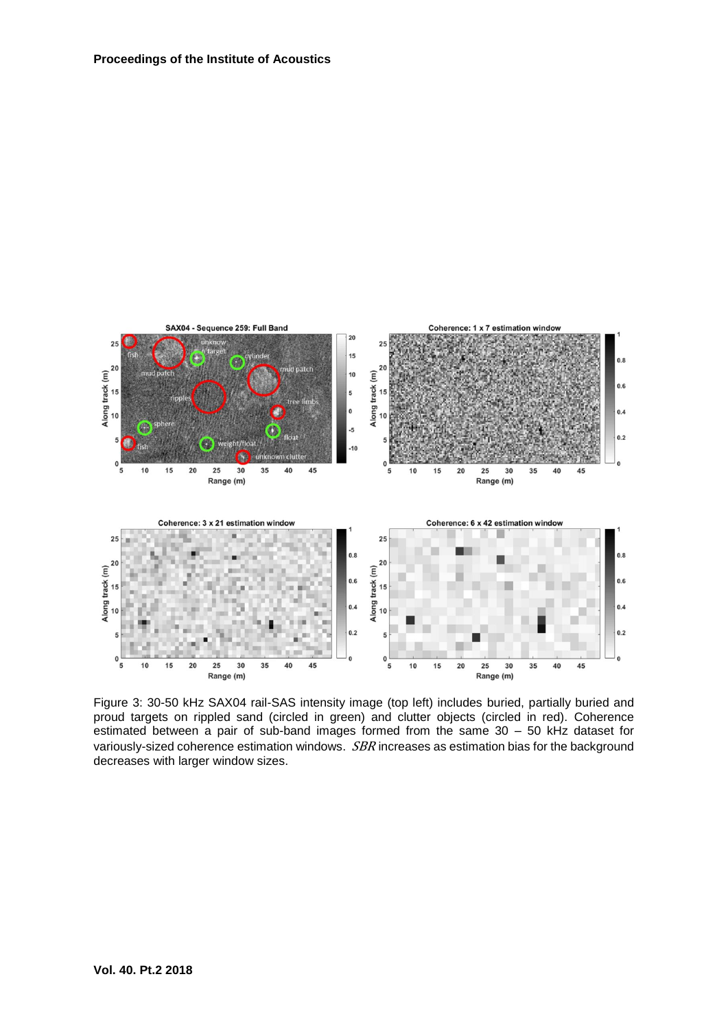Figure 3: 30-50 kHz SAX04 rail-SAS intensity image (top left) includes buried, partially buried and proud targets on rippled sand (circled in green) and clutter objects (circled in red). Coherence estimated between a pair of sub-band images formed from the same 30 – 50 kHz dataset for variously-sized coherence estimation windows. $SBR$ increases as estimation bias for the background decreases with larger window sizes.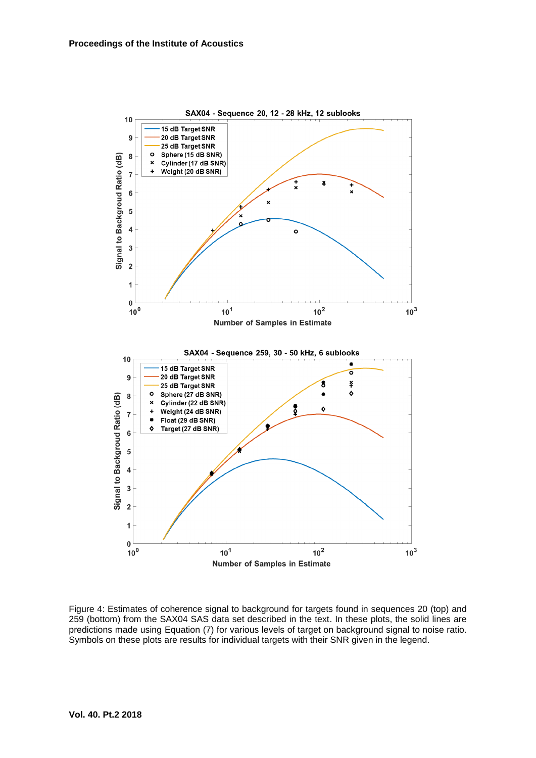Figure 4: Estimates of coherence signal to background for targets found in sequences 20 (top) and 259 (bottom) from the SAX04 SAS data set described in the text. In these plots, the solid lines are predictions made using Equation (7) for various levels of target on background signal to noise ratio. Symbols on these plots are results for individual targets with their SNR given in the legend.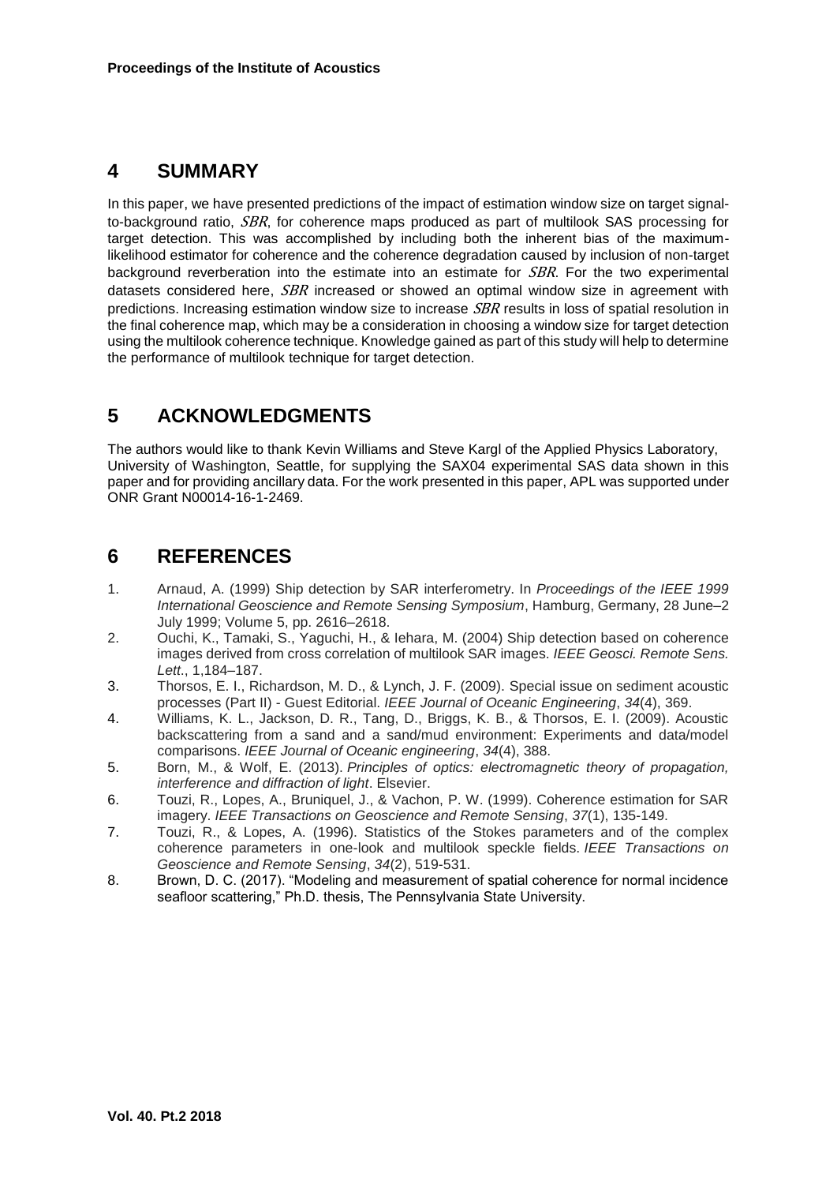# 4 SUMMARY

In this paper, we have presented predictions of the impact of estimation window size on target signal-to-background ratio, $SBR$, for coherence maps produced as part of multilook SAS processing for target detection. This was accomplished by including both the inherent bias of the maximum-likelihood estimator for coherence and the coherence degradation caused by inclusion of non-target background reverberation into the estimate into an estimate for $SBR$. For the two experimental datasets considered here, $SBR$ increased or showed an optimal window size in agreement with predictions. Increasing estimation window size to increase $SBR$ results in loss of spatial resolution in the final coherence map, which may be a consideration in choosing a window size for target detection using the multilook coherence technique. Knowledge gained as part of this study will help to determine the performance of multilook technique for target detection.

# 5 ACKNOWLEDGMENTS

The authors would like to thank Kevin Williams and Steve Kargl of the Applied Physics Laboratory, University of Washington, Seattle, for supplying the SAX04 experimental SAS data shown in this paper and for providing ancillary data. For the work presented in this paper, APL was supported under ONR Grant N00014-16-1-2469.

# 6 REFERENCES

1. Arnaud, A. (1999) Ship detection by SAR interferometry. In *Proceedings of the IEEE 1999 International Geoscience and Remote Sensing Symposium*, Hamburg, Germany, 28 June–2 July 1999; Volume 5, pp. 2616–2618.
2. Ouchi, K., Tamaki, S., Yaguchi, H., & Iehara, M. (2004) Ship detection based on coherence images derived from cross correlation of multilook SAR images. *IEEE Geosci. Remote Sens. Lett*., 1,184–187.
3. Thorsos, E. I., Richardson, M. D., & Lynch, J. F. (2009). Special issue on sediment acoustic processes (Part II) - Guest Editorial. *IEEE Journal of Oceanic Engineering*, *34*(4), 369.
4. Williams, K. L., Jackson, D. R., Tang, D., Briggs, K. B., & Thorsos, E. I. (2009). Acoustic backscattering from a sand and a sand/mud environment: Experiments and data/model comparisons. *IEEE Journal of Oceanic engineering*, *34*(4), 388.
5. Born, M., & Wolf, E. (2013). *Principles of optics: electromagnetic theory of propagation, interference and diffraction of light*. Elsevier.
6. Touzi, R., Lopes, A., Bruniquel, J., & Vachon, P. W. (1999). Coherence estimation for SAR imagery. *IEEE Transactions on Geoscience and Remote Sensing*, *37*(1), 135-149.
7. Touzi, R., & Lopes, A. (1996). Statistics of the Stokes parameters and of the complex coherence parameters in one-look and multilook speckle fields. *IEEE Transactions on Geoscience and Remote Sensing*, *34*(2), 519-531.
8. Brown, D. C. (2017). "Modeling and measurement of spatial coherence for normal incidence seafloor scattering," Ph.D. thesis, The Pennsylvania State University.